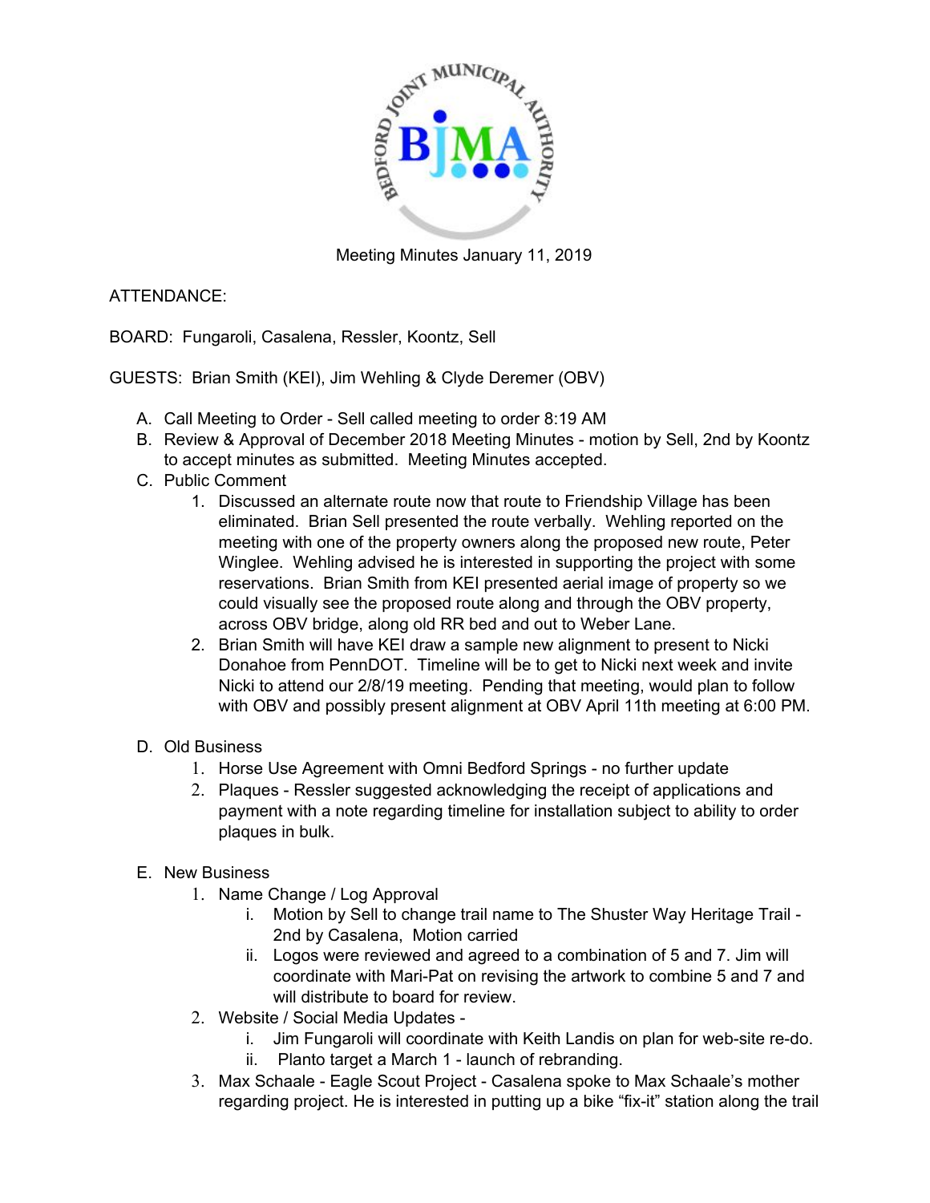Meeting Minutes January 11, 2019

ATTENDANCE:

BOARD: Fungaroli, Casalena, Ressler, Koontz, Sell

GUESTS: Brian Smith (KEI), Jim Wehling & Clyde Deremer (OBV)

A. Call Meeting to Order - Sell called meeting to order 8:19 AM
B. Review & Approval of December 2018 Meeting Minutes - motion by Sell, 2nd by Koontz to accept minutes as submitted. Meeting Minutes accepted.
C. Public Comment
   1. Discussed an alternate route now that route to Friendship Village has been eliminated. Brian Sell presented the route verbally. Wehling reported on the meeting with one of the property owners along the proposed new route, Peter Winglee. Wehling advised he is interested in supporting the project with some reservations. Brian Smith from KEI presented aerial image of property so we could visually see the proposed route along and through the OBV property, across OBV bridge, along old RR bed and out to Weber Lane.
   2. Brian Smith will have KEI draw a sample new alignment to present to Nicki Donahoe from PennDOT. Timeline will be to get to Nicki next week and invite Nicki to attend our 2/8/19 meeting. Pending that meeting, would plan to follow with OBV and possibly present alignment at OBV April 11th meeting at 6:00 PM.

D. Old Business
   1. Horse Use Agreement with Omni Bedford Springs - no further update
   2. Plaques - Ressler suggested acknowledging the receipt of applications and payment with a note regarding timeline for installation subject to ability to order plaques in bulk.

E. New Business
   1. Name Change / Log Approval
      i. Motion by Sell to change trail name to The Shuster Way Heritage Trail - 2nd by Casalena, Motion carried
      ii. Logos were reviewed and agreed to a combination of 5 and 7. Jim will coordinate with Mari-Pat on revising the artwork to combine 5 and 7 and will distribute to board for review.
   2. Website / Social Media Updates -
      i. Jim Fungaroli will coordinate with Keith Landis on plan for web-site re-do.
      ii. Planto target a March 1 - launch of rebranding.
   3. Max Schaale - Eagle Scout Project - Casalena spoke to Max Schaale's mother regarding project. He is interested in putting up a bike "fix-it" station along the trail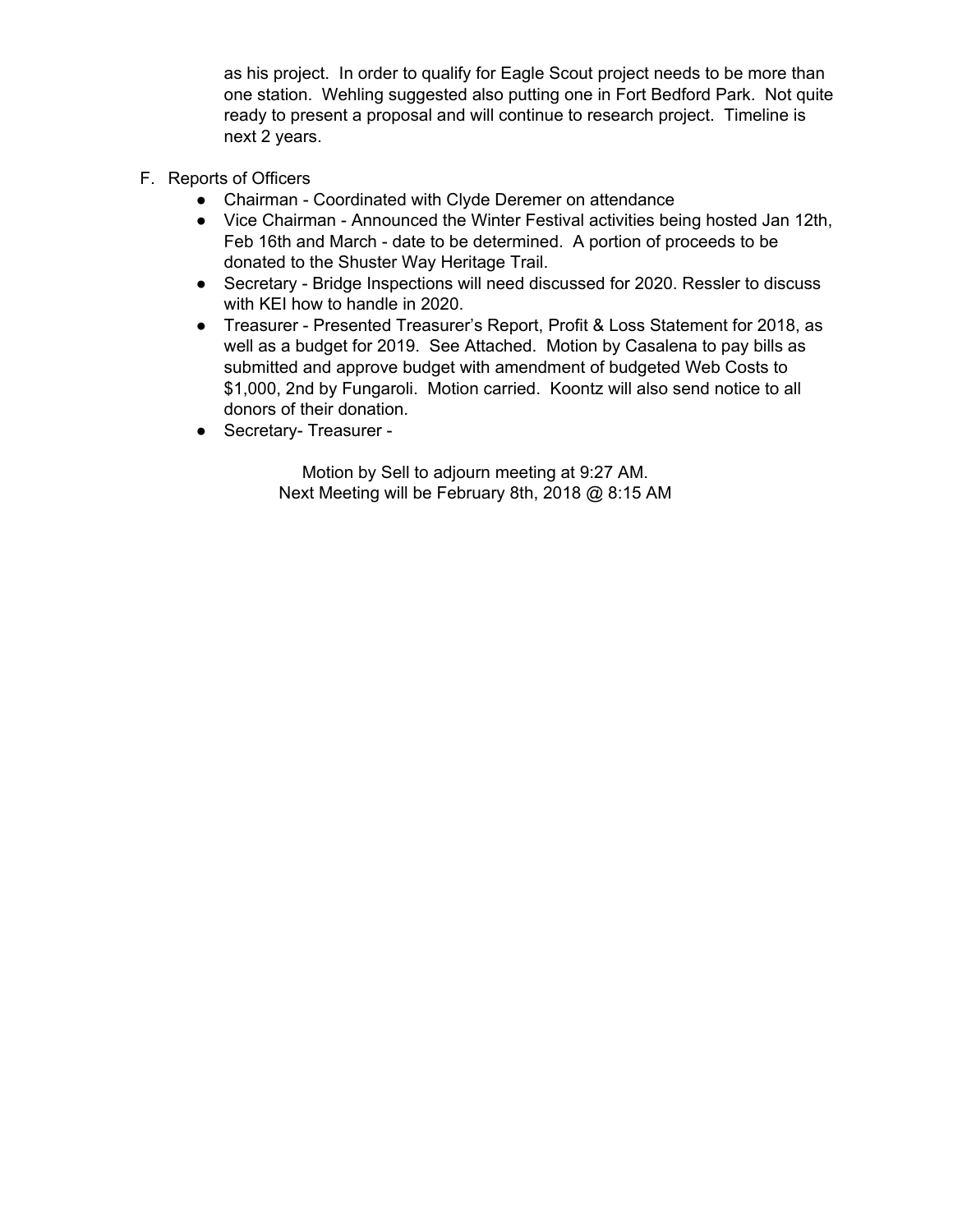as his project. In order to qualify for Eagle Scout project needs to be more than one station. Wehling suggested also putting one in Fort Bedford Park. Not quite ready to present a proposal and will continue to research project. Timeline is next 2 years.

F. Reports of Officers
- Chairman - Coordinated with Clyde Deremer on attendance
- Vice Chairman - Announced the Winter Festival activities being hosted Jan 12th, Feb 16th and March - date to be determined. A portion of proceeds to be donated to the Shuster Way Heritage Trail.
- Secretary - Bridge Inspections will need discussed for 2020. Ressler to discuss with KEI how to handle in 2020.
- Treasurer - Presented Treasurer's Report, Profit & Loss Statement for 2018, as well as a budget for 2019. See Attached. Motion by Casalena to pay bills as submitted and approve budget with amendment of budgeted Web Costs to $1,000, 2nd by Fungaroli. Motion carried. Koontz will also send notice to all donors of their donation.
- Secretary- Treasurer -

Motion by Sell to adjourn meeting at 9:27 AM.
Next Meeting will be February 8th, 2018 @ 8:15 AM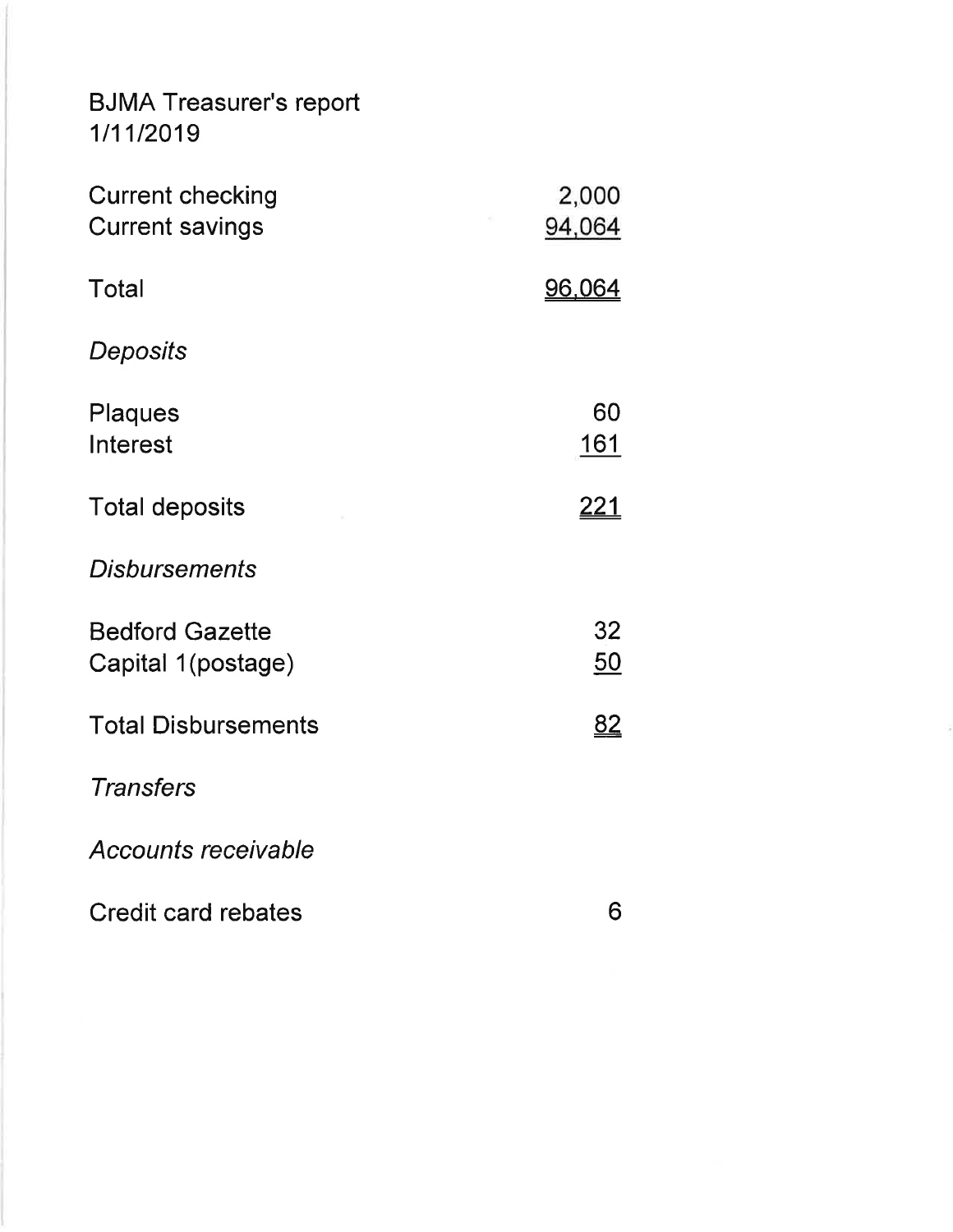BJMA Treasurer's report
1/11/2019

| | |
|---|---:|
| Current checking | 2,000 |
| Current savings | 94,064 |
| | |
| Total | 96,064 |
| | |
| *Deposits* | |
| | |
| Plaques | 60 |
| Interest | 161 |
| | |
| Total deposits | 221 |
| | |
| *Disbursements* | |
| | |
| Bedford Gazette | 32 |
| Capital 1(postage) | 50 |
| | |
| Total Disbursements | 82 |
| | |
| *Transfers* | |
| | |
| *Accounts receivable* | |
| | |
| Credit card rebates | 6 |